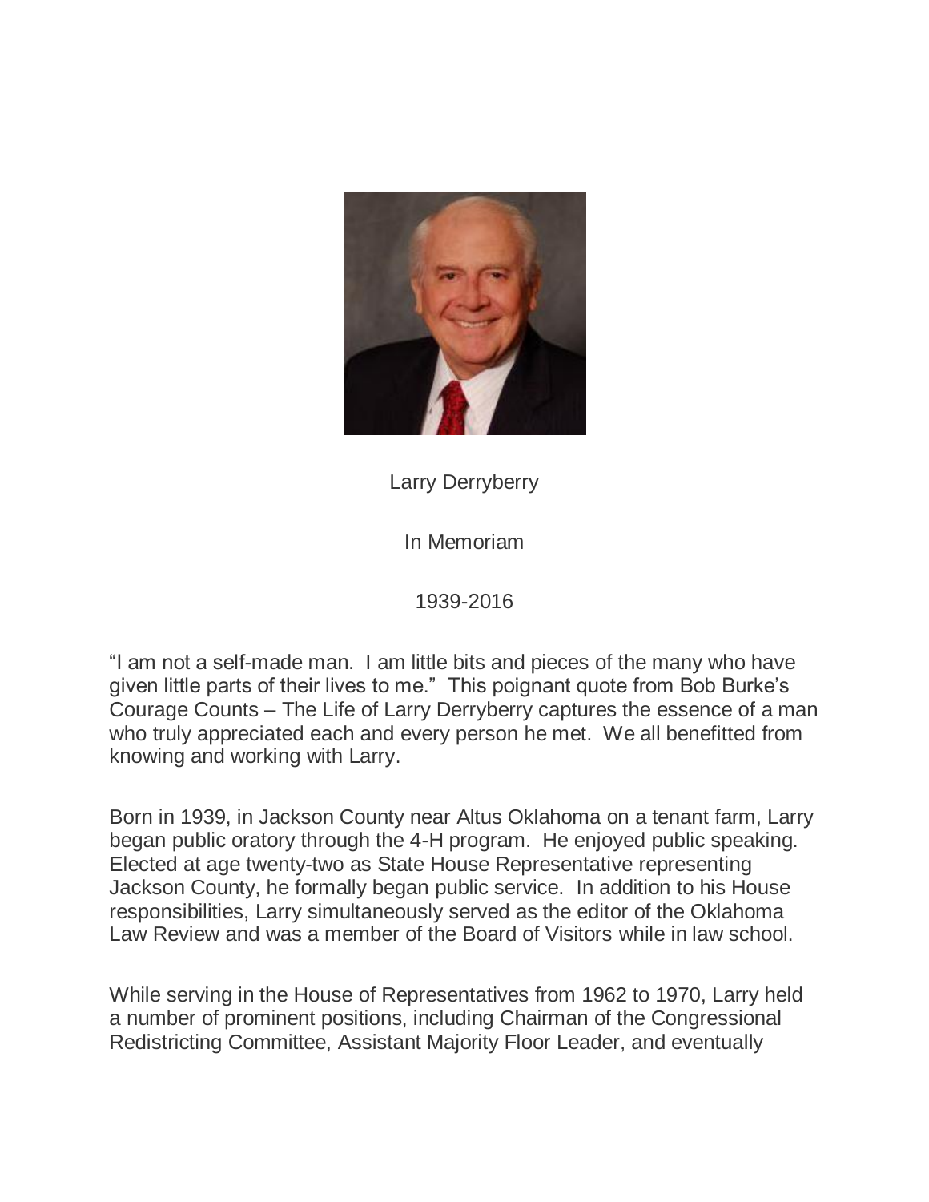Larry Derryberry

In Memoriam

1939-2016

"I am not a self-made man. I am little bits and pieces of the many who have given little parts of their lives to me." This poignant quote from Bob Burke's Courage Counts – The Life of Larry Derryberry captures the essence of a man who truly appreciated each and every person he met. We all benefitted from knowing and working with Larry.

Born in 1939, in Jackson County near Altus Oklahoma on a tenant farm, Larry began public oratory through the 4-H program. He enjoyed public speaking. Elected at age twenty-two as State House Representative representing Jackson County, he formally began public service. In addition to his House responsibilities, Larry simultaneously served as the editor of the Oklahoma Law Review and was a member of the Board of Visitors while in law school.

While serving in the House of Representatives from 1962 to 1970, Larry held a number of prominent positions, including Chairman of the Congressional Redistricting Committee, Assistant Majority Floor Leader, and eventually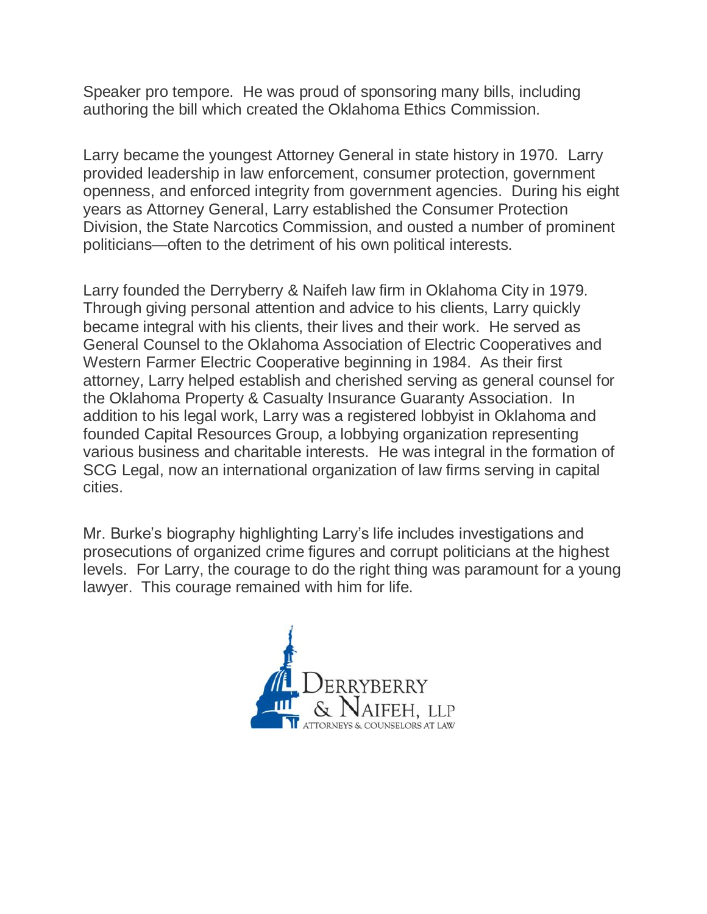Speaker pro tempore. He was proud of sponsoring many bills, including authoring the bill which created the Oklahoma Ethics Commission.

Larry became the youngest Attorney General in state history in 1970. Larry provided leadership in law enforcement, consumer protection, government openness, and enforced integrity from government agencies. During his eight years as Attorney General, Larry established the Consumer Protection Division, the State Narcotics Commission, and ousted a number of prominent politicians—often to the detriment of his own political interests.

Larry founded the Derryberry & Naifeh law firm in Oklahoma City in 1979. Through giving personal attention and advice to his clients, Larry quickly became integral with his clients, their lives and their work. He served as General Counsel to the Oklahoma Association of Electric Cooperatives and Western Farmer Electric Cooperative beginning in 1984. As their first attorney, Larry helped establish and cherished serving as general counsel for the Oklahoma Property & Casualty Insurance Guaranty Association. In addition to his legal work, Larry was a registered lobbyist in Oklahoma and founded Capital Resources Group, a lobbying organization representing various business and charitable interests. He was integral in the formation of SCG Legal, now an international organization of law firms serving in capital cities.

Mr. Burke's biography highlighting Larry's life includes investigations and prosecutions of organized crime figures and corrupt politicians at the highest levels. For Larry, the courage to do the right thing was paramount for a young lawyer. This courage remained with him for life.

DERRYBERRY & NAIFEH, LLP
ATTORNEYS & COUNSELORS AT LAW